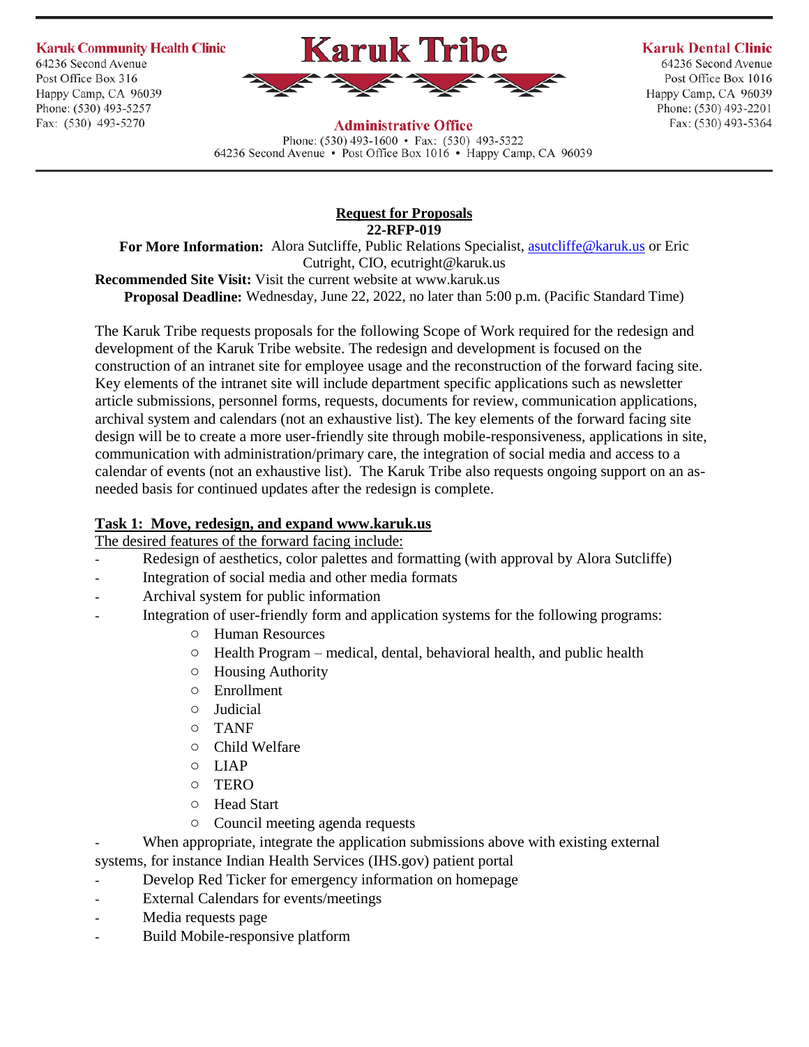**Karuk Community Health Clinic**
64236 Second Avenue
Post Office Box 316
Happy Camp, CA 96039
Phone: (530) 493-5257
Fax: (530) 493-5270

# Karuk Tribe

**Administrative Office**
Phone: (530) 493-1600 • Fax: (530) 493-5322
64236 Second Avenue • Post Office Box 1016 • Happy Camp, CA 96039

**Karuk Dental Clinic**
64236 Second Avenue
Post Office Box 1016
Happy Camp, CA 96039
Phone: (530) 493-2201
Fax: (530) 493-5364

## Request for Proposals
**22-RFP-019**

**For More Information:** Alora Sutcliffe, Public Relations Specialist, asutcliffe@karuk.us or Eric Cutright, CIO, ecutright@karuk.us

**Recommended Site Visit:** Visit the current website at www.karuk.us

**Proposal Deadline:** Wednesday, June 22, 2022, no later than 5:00 p.m. (Pacific Standard Time)

The Karuk Tribe requests proposals for the following Scope of Work required for the redesign and development of the Karuk Tribe website. The redesign and development is focused on the construction of an intranet site for employee usage and the reconstruction of the forward facing site. Key elements of the intranet site will include department specific applications such as newsletter article submissions, personnel forms, requests, documents for review, communication applications, archival system and calendars (not an exhaustive list). The key elements of the forward facing site design will be to create a more user-friendly site through mobile-responsiveness, applications in site, communication with administration/primary care, the integration of social media and access to a calendar of events (not an exhaustive list). The Karuk Tribe also requests ongoing support on an as-needed basis for continued updates after the redesign is complete.

### Task 1: Move, redesign, and expand www.karuk.us

The desired features of the forward facing include:

- Redesign of aesthetics, color palettes and formatting (with approval by Alora Sutcliffe)
- Integration of social media and other media formats
- Archival system for public information
- Integration of user-friendly form and application systems for the following programs:
  - Human Resources
  - Health Program – medical, dental, behavioral health, and public health
  - Housing Authority
  - Enrollment
  - Judicial
  - TANF
  - Child Welfare
  - LIAP
  - TERO
  - Head Start
  - Council meeting agenda requests
- When appropriate, integrate the application submissions above with existing external systems, for instance Indian Health Services (IHS.gov) patient portal
- Develop Red Ticker for emergency information on homepage
- External Calendars for events/meetings
- Media requests page
- Build Mobile-responsive platform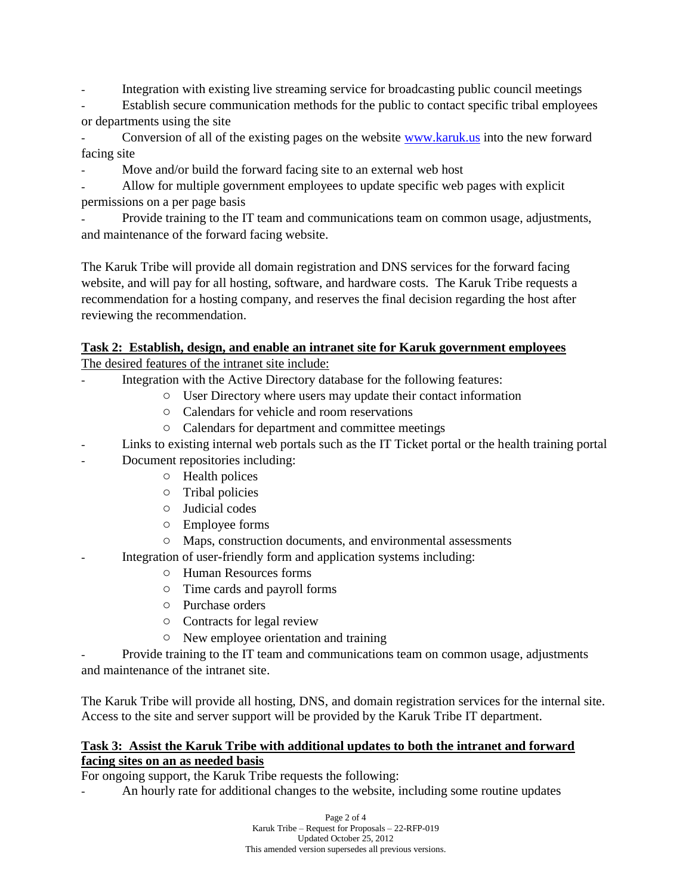- Integration with existing live streaming service for broadcasting public council meetings
- Establish secure communication methods for the public to contact specific tribal employees or departments using the site
- Conversion of all of the existing pages on the website www.karuk.us into the new forward facing site
- Move and/or build the forward facing site to an external web host
- Allow for multiple government employees to update specific web pages with explicit permissions on a per page basis
- Provide training to the IT team and communications team on common usage, adjustments, and maintenance of the forward facing website.

The Karuk Tribe will provide all domain registration and DNS services for the forward facing website, and will pay for all hosting, software, and hardware costs. The Karuk Tribe requests a recommendation for a hosting company, and reserves the final decision regarding the host after reviewing the recommendation.

**Task 2: Establish, design, and enable an intranet site for Karuk government employees**

The desired features of the intranet site include:

- Integration with the Active Directory database for the following features:
  - User Directory where users may update their contact information
  - Calendars for vehicle and room reservations
  - Calendars for department and committee meetings
- Links to existing internal web portals such as the IT Ticket portal or the health training portal
- Document repositories including:
  - Health polices
  - Tribal policies
  - Judicial codes
  - Employee forms
  - Maps, construction documents, and environmental assessments
- Integration of user-friendly form and application systems including:
  - Human Resources forms
  - Time cards and payroll forms
  - Purchase orders
  - Contracts for legal review
  - New employee orientation and training
- Provide training to the IT team and communications team on common usage, adjustments and maintenance of the intranet site.

The Karuk Tribe will provide all hosting, DNS, and domain registration services for the internal site. Access to the site and server support will be provided by the Karuk Tribe IT department.

**Task 3: Assist the Karuk Tribe with additional updates to both the intranet and forward facing sites on an as needed basis**

For ongoing support, the Karuk Tribe requests the following:

- An hourly rate for additional changes to the website, including some routine updates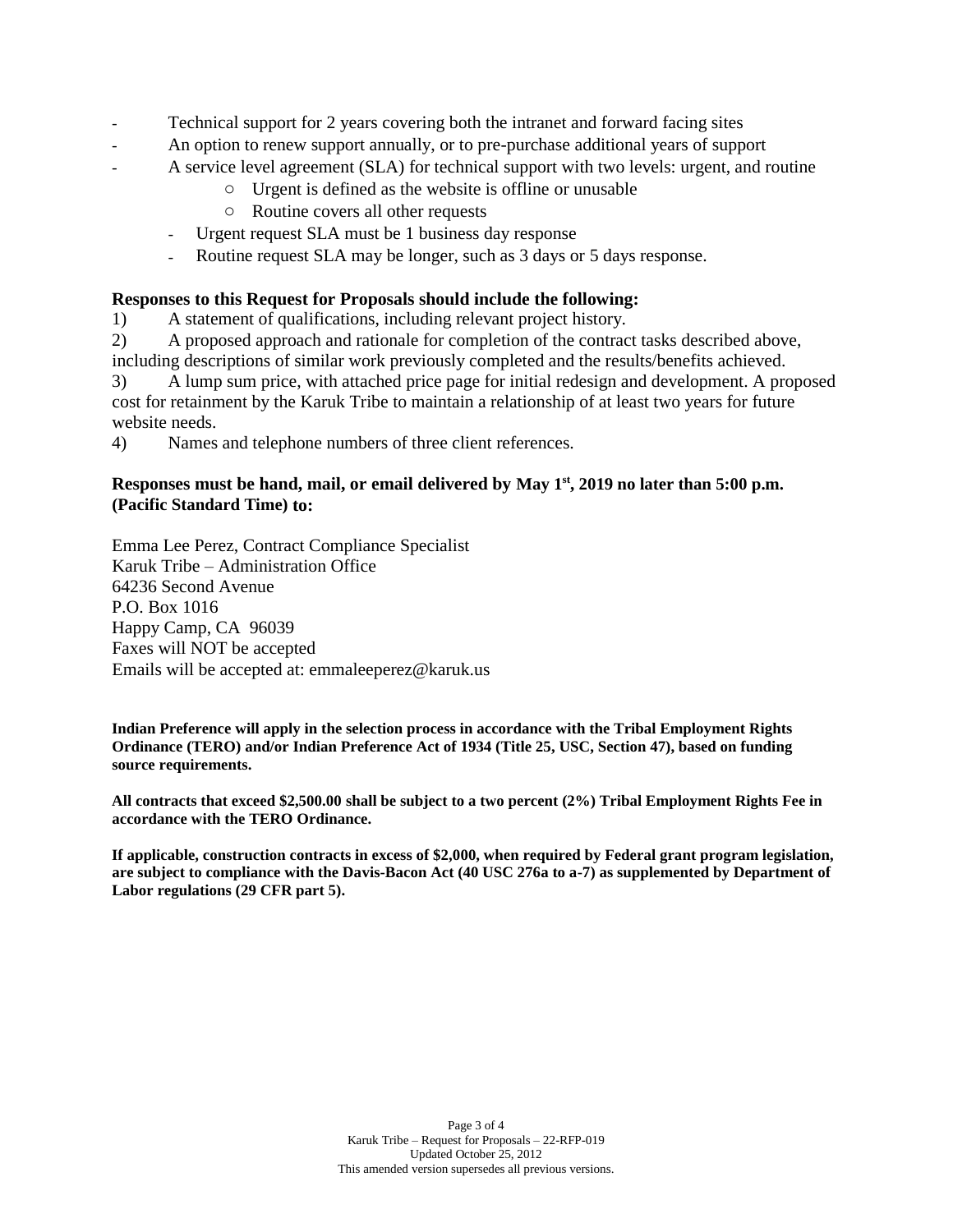- Technical support for 2 years covering both the intranet and forward facing sites
- An option to renew support annually, or to pre-purchase additional years of support
- A service level agreement (SLA) for technical support with two levels: urgent, and routine
    - Urgent is defined as the website is offline or unusable
    - Routine covers all other requests
  - Urgent request SLA must be 1 business day response
  - Routine request SLA may be longer, such as 3 days or 5 days response.

**Responses to this Request for Proposals should include the following:**

1) A statement of qualifications, including relevant project history.
2) A proposed approach and rationale for completion of the contract tasks described above, including descriptions of similar work previously completed and the results/benefits achieved.
3) A lump sum price, with attached price page for initial redesign and development. A proposed cost for retainment by the Karuk Tribe to maintain a relationship of at least two years for future website needs.
4) Names and telephone numbers of three client references.

**Responses must be hand, mail, or email delivered by May 1st, 2019 no later than 5:00 p.m. (Pacific Standard Time) to:**

Emma Lee Perez, Contract Compliance Specialist
Karuk Tribe – Administration Office
64236 Second Avenue
P.O. Box 1016
Happy Camp, CA 96039
Faxes will NOT be accepted
Emails will be accepted at: emmaleeperez@karuk.us

**Indian Preference will apply in the selection process in accordance with the Tribal Employment Rights Ordinance (TERO) and/or Indian Preference Act of 1934 (Title 25, USC, Section 47), based on funding source requirements.**

**All contracts that exceed $2,500.00 shall be subject to a two percent (2%) Tribal Employment Rights Fee in accordance with the TERO Ordinance.**

**If applicable, construction contracts in excess of $2,000, when required by Federal grant program legislation, are subject to compliance with the Davis-Bacon Act (40 USC 276a to a-7) as supplemented by Department of Labor regulations (29 CFR part 5).**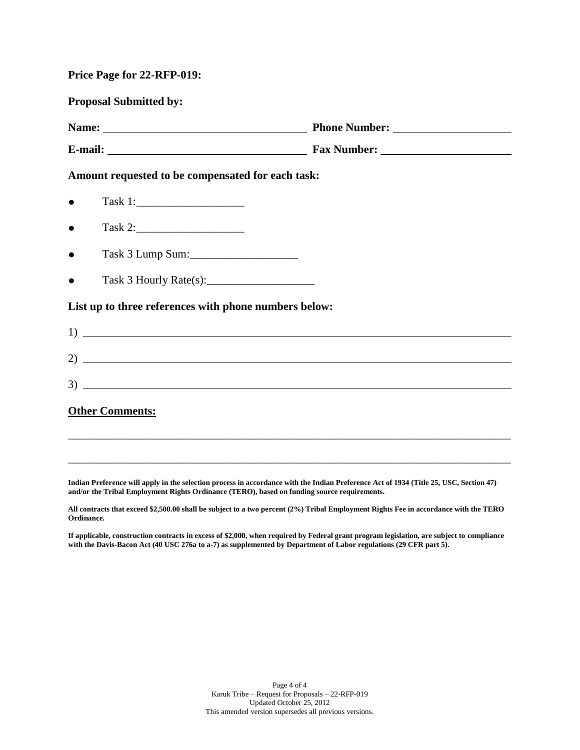**Price Page for 22-RFP-019:**

**Proposal Submitted by:**

**Name:** ____________________________________ **Phone Number:** ____________________

**E-mail:** ____________________________________ **Fax Number:** ______________________

**Amount requested to be compensated for each task:**

- Task 1:___________________
- Task 2:___________________
- Task 3 Lump Sum:___________________
- Task 3 Hourly Rate(s):___________________

**List up to three references with phone numbers below:**

1) ______________________________________________________________________________

2) ______________________________________________________________________________

3) ______________________________________________________________________________

**Other Comments:**

_________________________________________________________________________________

_________________________________________________________________________________

**Indian Preference will apply in the selection process in accordance with the Indian Preference Act of 1934 (Title 25, USC, Section 47) and/or the Tribal Employment Rights Ordinance (TERO), based on funding source requirements.**

**All contracts that exceed $2,500.00 shall be subject to a two percent (2%) Tribal Employment Rights Fee in accordance with the TERO Ordinance.**

**If applicable, construction contracts in excess of $2,000, when required by Federal grant program legislation, are subject to compliance with the Davis-Bacon Act (40 USC 276a to a-7) as supplemented by Department of Labor regulations (29 CFR part 5).**